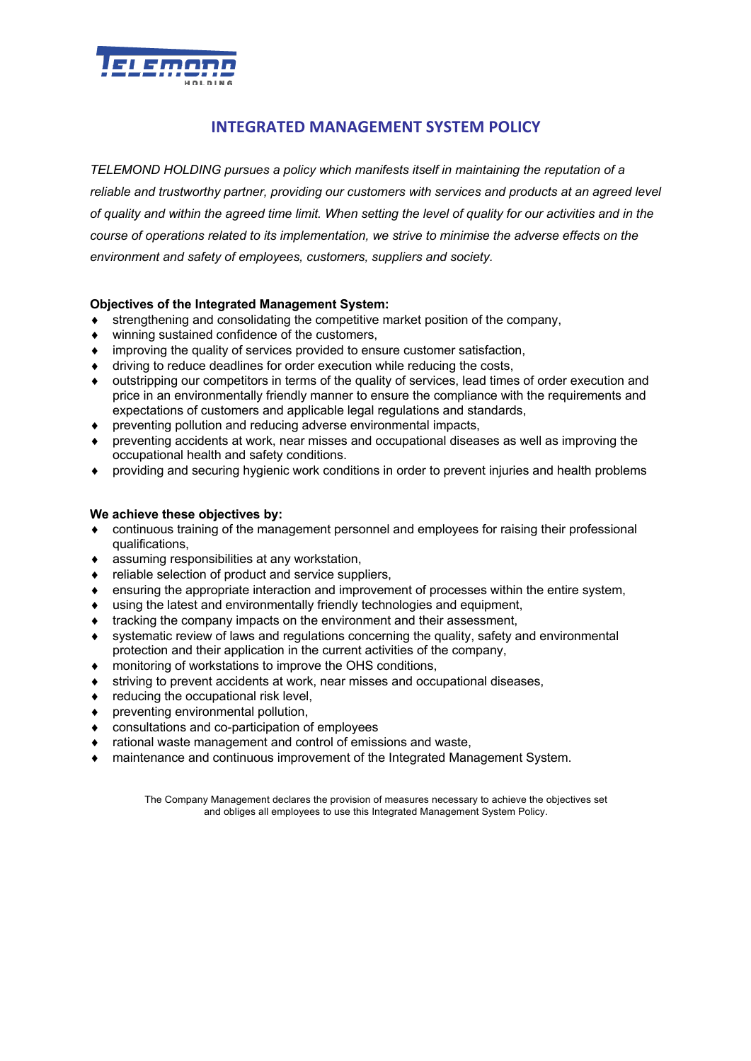# INTEGRATED MANAGEMENT SYSTEM POLICY

*TELEMOND HOLDING pursues a policy which manifests itself in maintaining the reputation of a reliable and trustworthy partner, providing our customers with services and products at an agreed level of quality and within the agreed time limit. When setting the level of quality for our activities and in the course of operations related to its implementation, we strive to minimise the adverse effects on the environment and safety of employees, customers, suppliers and society.*

**Objectives of the Integrated Management System:**

- strengthening and consolidating the competitive market position of the company,
- winning sustained confidence of the customers,
- improving the quality of services provided to ensure customer satisfaction,
- driving to reduce deadlines for order execution while reducing the costs,
- outstripping our competitors in terms of the quality of services, lead times of order execution and price in an environmentally friendly manner to ensure the compliance with the requirements and expectations of customers and applicable legal regulations and standards,
- preventing pollution and reducing adverse environmental impacts,
- preventing accidents at work, near misses and occupational diseases as well as improving the occupational health and safety conditions.
- providing and securing hygienic work conditions in order to prevent injuries and health problems

**We achieve these objectives by:**

- continuous training of the management personnel and employees for raising their professional qualifications,
- assuming responsibilities at any workstation,
- reliable selection of product and service suppliers,
- ensuring the appropriate interaction and improvement of processes within the entire system,
- using the latest and environmentally friendly technologies and equipment,
- tracking the company impacts on the environment and their assessment,
- systematic review of laws and regulations concerning the quality, safety and environmental protection and their application in the current activities of the company,
- monitoring of workstations to improve the OHS conditions,
- striving to prevent accidents at work, near misses and occupational diseases,
- reducing the occupational risk level,
- preventing environmental pollution,
- consultations and co-participation of employees
- rational waste management and control of emissions and waste,
- maintenance and continuous improvement of the Integrated Management System.

The Company Management declares the provision of measures necessary to achieve the objectives set and obliges all employees to use this Integrated Management System Policy.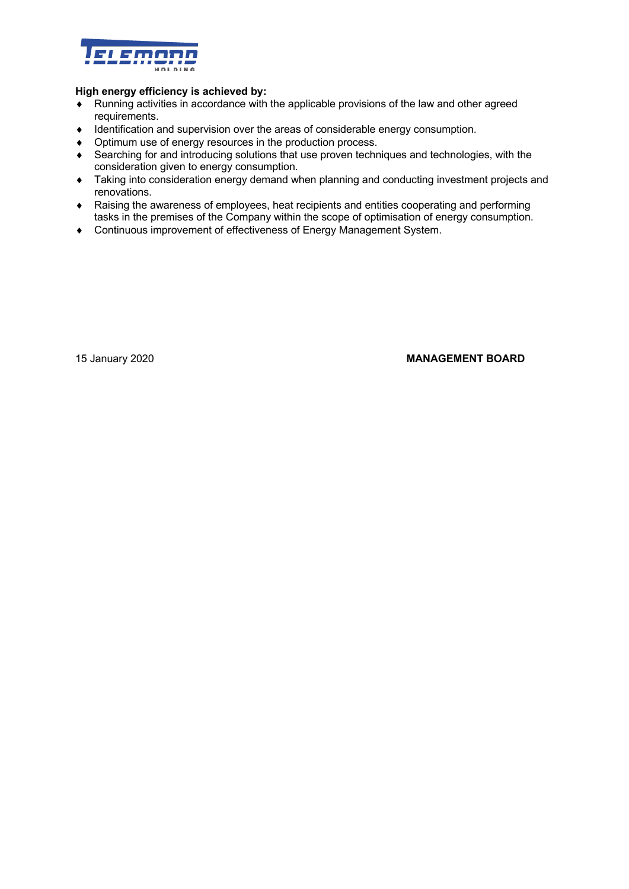**High energy efficiency is achieved by:**

- Running activities in accordance with the applicable provisions of the law and other agreed requirements.
- Identification and supervision over the areas of considerable energy consumption.
- Optimum use of energy resources in the production process.
- Searching for and introducing solutions that use proven techniques and technologies, with the consideration given to energy consumption.
- Taking into consideration energy demand when planning and conducting investment projects and renovations.
- Raising the awareness of employees, heat recipients and entities cooperating and performing tasks in the premises of the Company within the scope of optimisation of energy consumption.
- Continuous improvement of effectiveness of Energy Management System.

15 January 2020

**MANAGEMENT BOARD**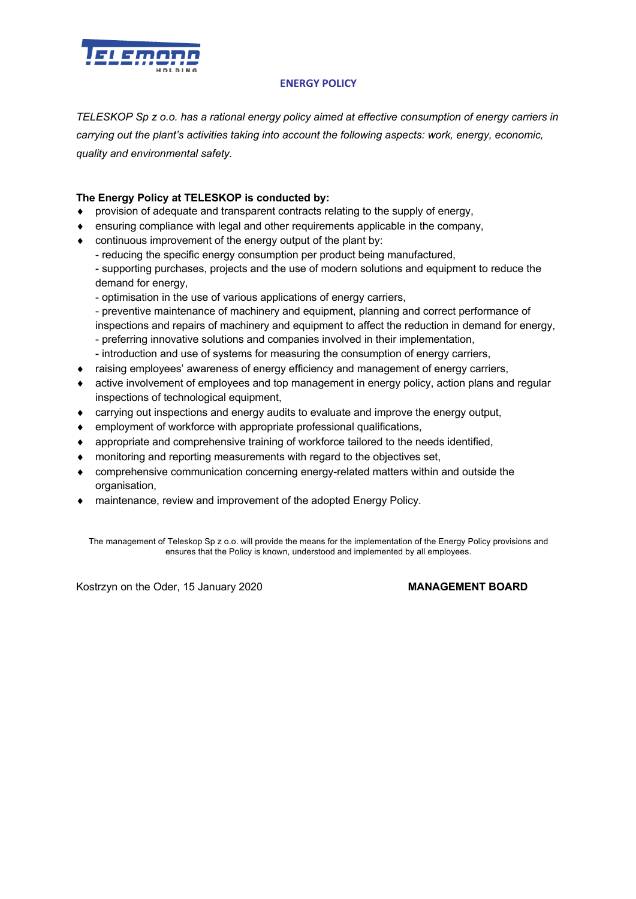# ENERGY POLICY

*TELESKOP Sp z o.o. has a rational energy policy aimed at effective consumption of energy carriers in carrying out the plant's activities taking into account the following aspects: work, energy, economic, quality and environmental safety.*

**The Energy Policy at TELESKOP is conducted by:**

- provision of adequate and transparent contracts relating to the supply of energy,
- ensuring compliance with legal and other requirements applicable in the company,
- continuous improvement of the energy output of the plant by:
  - reducing the specific energy consumption per product being manufactured,
  - supporting purchases, projects and the use of modern solutions and equipment to reduce the demand for energy,
  - optimisation in the use of various applications of energy carriers,
  - preventive maintenance of machinery and equipment, planning and correct performance of inspections and repairs of machinery and equipment to affect the reduction in demand for energy,
  - preferring innovative solutions and companies involved in their implementation,
  - introduction and use of systems for measuring the consumption of energy carriers,
- raising employees' awareness of energy efficiency and management of energy carriers,
- active involvement of employees and top management in energy policy, action plans and regular inspections of technological equipment,
- carrying out inspections and energy audits to evaluate and improve the energy output,
- employment of workforce with appropriate professional qualifications,
- appropriate and comprehensive training of workforce tailored to the needs identified,
- monitoring and reporting measurements with regard to the objectives set,
- comprehensive communication concerning energy-related matters within and outside the organisation,
- maintenance, review and improvement of the adopted Energy Policy.

The management of Teleskop Sp z o.o. will provide the means for the implementation of the Energy Policy provisions and ensures that the Policy is known, understood and implemented by all employees.

Kostrzyn on the Oder, 15 January 2020 **MANAGEMENT BOARD**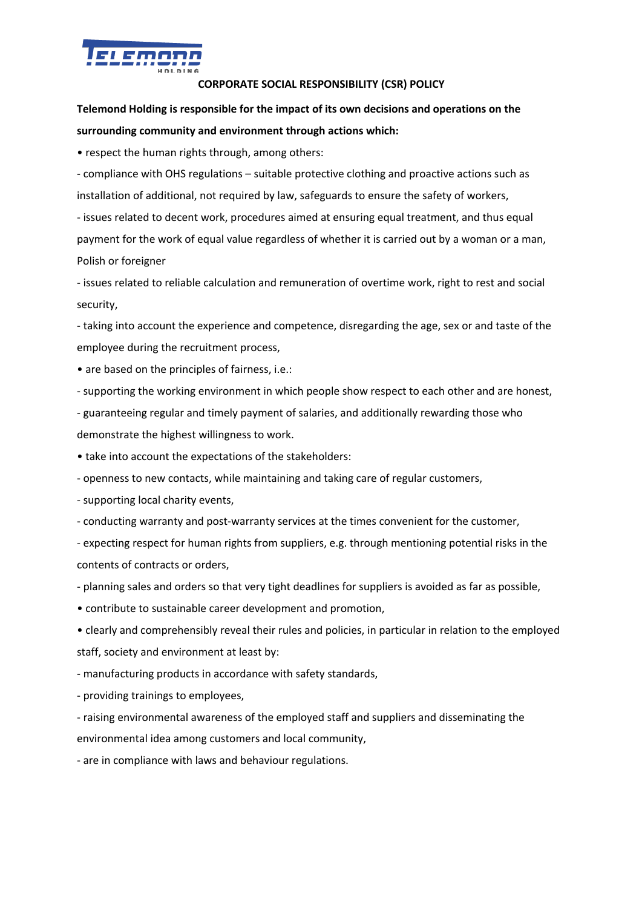# CORPORATE SOCIAL RESPONSIBILITY (CSR) POLICY

**Telemond Holding is responsible for the impact of its own decisions and operations on the surrounding community and environment through actions which:**

• respect the human rights through, among others:

- compliance with OHS regulations – suitable protective clothing and proactive actions such as installation of additional, not required by law, safeguards to ensure the safety of workers,
- issues related to decent work, procedures aimed at ensuring equal treatment, and thus equal payment for the work of equal value regardless of whether it is carried out by a woman or a man, Polish or foreigner
- issues related to reliable calculation and remuneration of overtime work, right to rest and social security,
- taking into account the experience and competence, disregarding the age, sex or and taste of the employee during the recruitment process,

• are based on the principles of fairness, i.e.:

- supporting the working environment in which people show respect to each other and are honest,
- guaranteeing regular and timely payment of salaries, and additionally rewarding those who demonstrate the highest willingness to work.

• take into account the expectations of the stakeholders:

- openness to new contacts, while maintaining and taking care of regular customers,
- supporting local charity events,
- conducting warranty and post-warranty services at the times convenient for the customer,
- expecting respect for human rights from suppliers, e.g. through mentioning potential risks in the contents of contracts or orders,
- planning sales and orders so that very tight deadlines for suppliers is avoided as far as possible,

• contribute to sustainable career development and promotion,

• clearly and comprehensibly reveal their rules and policies, in particular in relation to the employed staff, society and environment at least by:

- manufacturing products in accordance with safety standards,
- providing trainings to employees,
- raising environmental awareness of the employed staff and suppliers and disseminating the environmental idea among customers and local community,
- are in compliance with laws and behaviour regulations.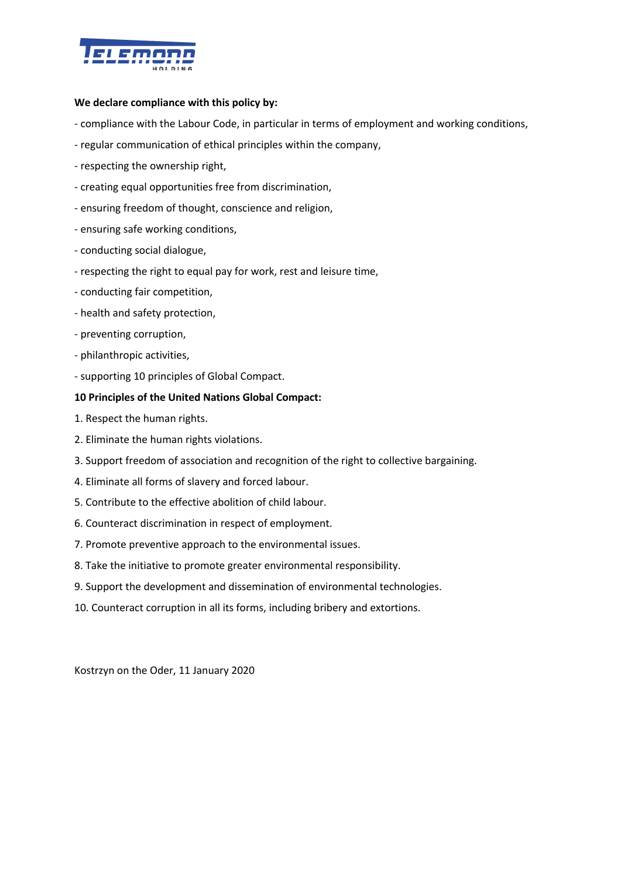**We declare compliance with this policy by:**

- compliance with the Labour Code, in particular in terms of employment and working conditions,
- regular communication of ethical principles within the company,
- respecting the ownership right,
- creating equal opportunities free from discrimination,
- ensuring freedom of thought, conscience and religion,
- ensuring safe working conditions,
- conducting social dialogue,
- respecting the right to equal pay for work, rest and leisure time,
- conducting fair competition,
- health and safety protection,
- preventing corruption,
- philanthropic activities,
- supporting 10 principles of Global Compact.

**10 Principles of the United Nations Global Compact:**

1. Respect the human rights.
2. Eliminate the human rights violations.
3. Support freedom of association and recognition of the right to collective bargaining.
4. Eliminate all forms of slavery and forced labour.
5. Contribute to the effective abolition of child labour.
6. Counteract discrimination in respect of employment.
7. Promote preventive approach to the environmental issues.
8. Take the initiative to promote greater environmental responsibility.
9. Support the development and dissemination of environmental technologies.
10. Counteract corruption in all its forms, including bribery and extortions.

Kostrzyn on the Oder, 11 January 2020